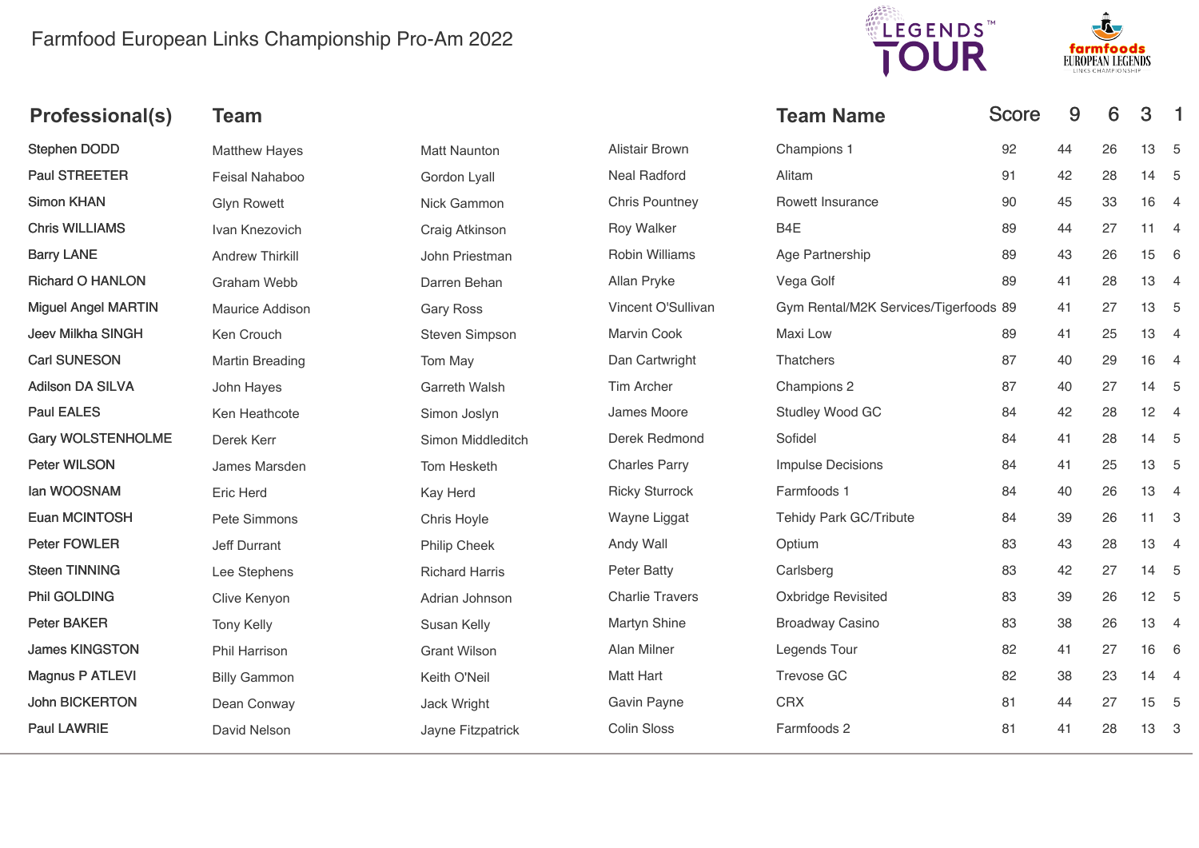# Farmfood European Links Championship Pro-Am 2022

| Professional(s) | Team | | | Team Name | Score | 9 | 6 | 3 | 1 |
|---|---|---|---|---|---|---|---|---|---|
| Stephen DODD | Matthew Hayes | Matt Naunton | Alistair Brown | Champions 1 | 92 | 44 | 26 | 13 | 5 |
| Paul STREETER | Feisal Nahaboo | Gordon Lyall | Neal Radford | Alitam | 91 | 42 | 28 | 14 | 5 |
| Simon KHAN | Glyn Rowett | Nick Gammon | Chris Pountney | Rowett Insurance | 90 | 45 | 33 | 16 | 4 |
| Chris WILLIAMS | Ivan Knezovich | Craig Atkinson | Roy Walker | B4E | 89 | 44 | 27 | 11 | 4 |
| Barry LANE | Andrew Thirkill | John Priestman | Robin Williams | Age Partnership | 89 | 43 | 26 | 15 | 6 |
| Richard O HANLON | Graham Webb | Darren Behan | Allan Pryke | Vega Golf | 89 | 41 | 28 | 13 | 4 |
| Miguel Angel MARTIN | Maurice Addison | Gary Ross | Vincent O'Sullivan | Gym Rental/M2K Services/Tigerfoods | 89 | 41 | 27 | 13 | 5 |
| Jeev Milkha SINGH | Ken Crouch | Steven Simpson | Marvin Cook | Maxi Low | 89 | 41 | 25 | 13 | 4 |
| Carl SUNESON | Martin Breading | Tom May | Dan Cartwright | Thatchers | 87 | 40 | 29 | 16 | 4 |
| Adilson DA SILVA | John Hayes | Garreth Walsh | Tim Archer | Champions 2 | 87 | 40 | 27 | 14 | 5 |
| Paul EALES | Ken Heathcote | Simon Joslyn | James Moore | Studley Wood GC | 84 | 42 | 28 | 12 | 4 |
| Gary WOLSTENHOLME | Derek Kerr | Simon Middleditch | Derek Redmond | Sofidel | 84 | 41 | 28 | 14 | 5 |
| Peter WILSON | James Marsden | Tom Hesketh | Charles Parry | Impulse Decisions | 84 | 41 | 25 | 13 | 5 |
| Ian WOOSNAM | Eric Herd | Kay Herd | Ricky Sturrock | Farmfoods 1 | 84 | 40 | 26 | 13 | 4 |
| Euan MCINTOSH | Pete Simmons | Chris Hoyle | Wayne Liggat | Tehidy Park GC/Tribute | 84 | 39 | 26 | 11 | 3 |
| Peter FOWLER | Jeff Durrant | Philip Cheek | Andy Wall | Optium | 83 | 43 | 28 | 13 | 4 |
| Steen TINNING | Lee Stephens | Richard Harris | Peter Batty | Carlsberg | 83 | 42 | 27 | 14 | 5 |
| Phil GOLDING | Clive Kenyon | Adrian Johnson | Charlie Travers | Oxbridge Revisited | 83 | 39 | 26 | 12 | 5 |
| Peter BAKER | Tony Kelly | Susan Kelly | Martyn Shine | Broadway Casino | 83 | 38 | 26 | 13 | 4 |
| James KINGSTON | Phil Harrison | Grant Wilson | Alan Milner | Legends Tour | 82 | 41 | 27 | 16 | 6 |
| Magnus P ATLEVI | Billy Gammon | Keith O'Neil | Matt Hart | Trevose GC | 82 | 38 | 23 | 14 | 4 |
| John BICKERTON | Dean Conway | Jack Wright | Gavin Payne | CRX | 81 | 44 | 27 | 15 | 5 |
| Paul LAWRIE | David Nelson | Jayne Fitzpatrick | Colin Sloss | Farmfoods 2 | 81 | 41 | 28 | 13 | 3 |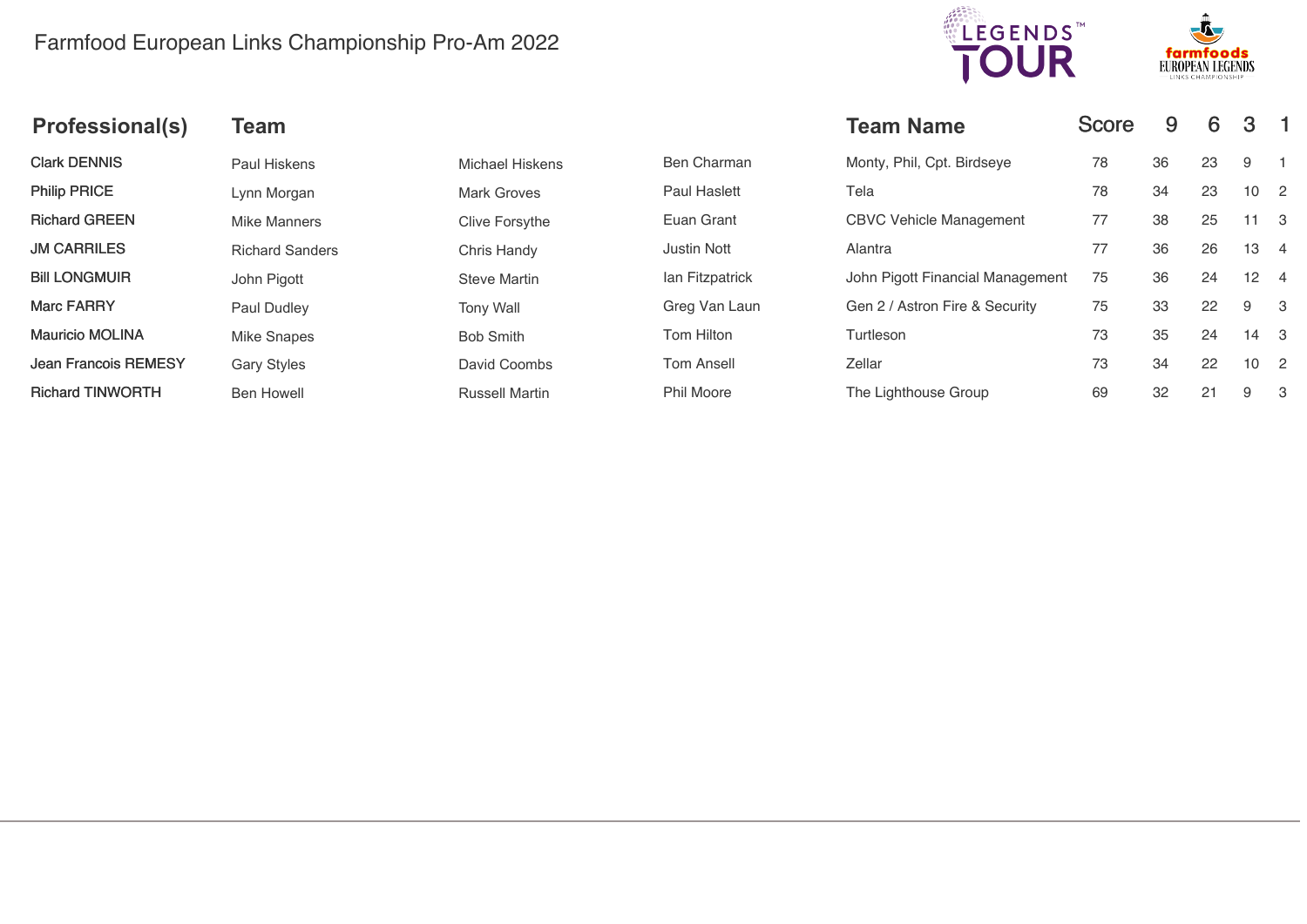Farmfood European Links Championship Pro-Am 2022

| Professional(s) | Team | | | Team Name | Score | 9 | 6 | 3 | 1 |
|---|---|---|---|---|---|---|---|---|---|
| Clark DENNIS | Paul Hiskens | Michael Hiskens | Ben Charman | Monty, Phil, Cpt. Birdseye | 78 | 36 | 23 | 9 | 1 |
| Philip PRICE | Lynn Morgan | Mark Groves | Paul Haslett | Tela | 78 | 34 | 23 | 10 | 2 |
| Richard GREEN | Mike Manners | Clive Forsythe | Euan Grant | CBVC Vehicle Management | 77 | 38 | 25 | 11 | 3 |
| JM CARRILES | Richard Sanders | Chris Handy | Justin Nott | Alantra | 77 | 36 | 26 | 13 | 4 |
| Bill LONGMUIR | John Pigott | Steve Martin | Ian Fitzpatrick | John Pigott Financial Management | 75 | 36 | 24 | 12 | 4 |
| Marc FARRY | Paul Dudley | Tony Wall | Greg Van Laun | Gen 2 / Astron Fire & Security | 75 | 33 | 22 | 9 | 3 |
| Mauricio MOLINA | Mike Snapes | Bob Smith | Tom Hilton | Turtleson | 73 | 35 | 24 | 14 | 3 |
| Jean Francois REMESY | Gary Styles | David Coombs | Tom Ansell | Zellar | 73 | 34 | 22 | 10 | 2 |
| Richard TINWORTH | Ben Howell | Russell Martin | Phil Moore | The Lighthouse Group | 69 | 32 | 21 | 9 | 3 |